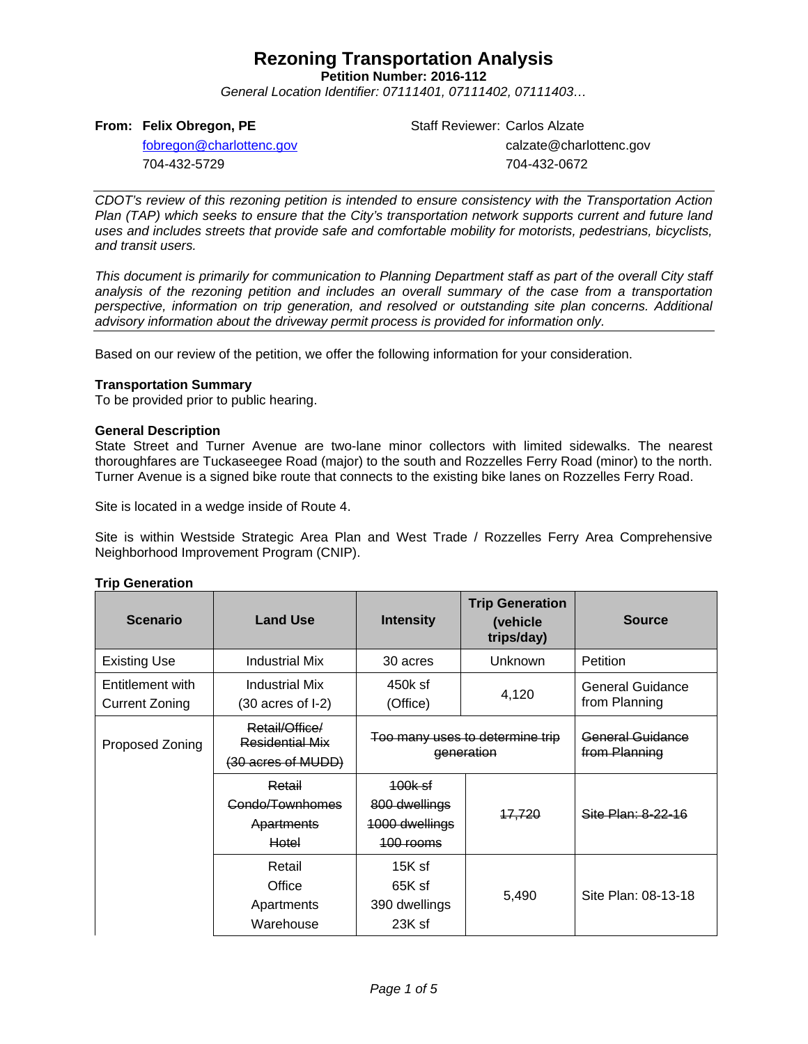# Rezoning Transportation Analysis

**Petition Number: 2016-112**

*General Location Identifier: 07111401, 07111402, 07111403…*

**From: Felix Obregon, PE**
fobregon@charlottenc.gov
704-432-5729

Staff Reviewer: Carlos Alzate
calzate@charlottenc.gov
704-432-0672

---

*CDOT's review of this rezoning petition is intended to ensure consistency with the Transportation Action Plan (TAP) which seeks to ensure that the City's transportation network supports current and future land uses and includes streets that provide safe and comfortable mobility for motorists, pedestrians, bicyclists, and transit users.*

*This document is primarily for communication to Planning Department staff as part of the overall City staff analysis of the rezoning petition and includes an overall summary of the case from a transportation perspective, information on trip generation, and resolved or outstanding site plan concerns. Additional advisory information about the driveway permit process is provided for information only.*

---

Based on our review of the petition, we offer the following information for your consideration.

**Transportation Summary**
To be provided prior to public hearing.

**General Description**
State Street and Turner Avenue are two-lane minor collectors with limited sidewalks. The nearest thoroughfares are Tuckaseegee Road (major) to the south and Rozzelles Ferry Road (minor) to the north. Turner Avenue is a signed bike route that connects to the existing bike lanes on Rozzelles Ferry Road.

Site is located in a wedge inside of Route 4.

Site is within Westside Strategic Area Plan and West Trade / Rozzelles Ferry Area Comprehensive Neighborhood Improvement Program (CNIP).

**Trip Generation**

| Scenario | Land Use | Intensity | Trip Generation (vehicle trips/day) | Source |
|---|---|---|---|---|
| Existing Use | Industrial Mix | 30 acres | Unknown | Petition |
| Entitlement with Current Zoning | Industrial Mix (30 acres of I-2) | 450k sf (Office) | 4,120 | General Guidance from Planning |
| Proposed Zoning | ~~Retail/Office/ Residential Mix (30 acres of MUDD)~~ | ~~Too many uses to determine trip generation~~ | | ~~General Guidance from Planning~~ |
| | ~~Retail~~ ~~Condo/Townhomes~~ ~~Apartments~~ ~~Hotel~~ | ~~100k sf~~ ~~800 dwellings~~ ~~1000 dwellings~~ ~~100 rooms~~ | ~~17,720~~ | ~~Site Plan: 8-22-16~~ |
| | Retail Office Apartments Warehouse | 15K sf 65K sf 390 dwellings 23K sf | 5,490 | Site Plan: 08-13-18 |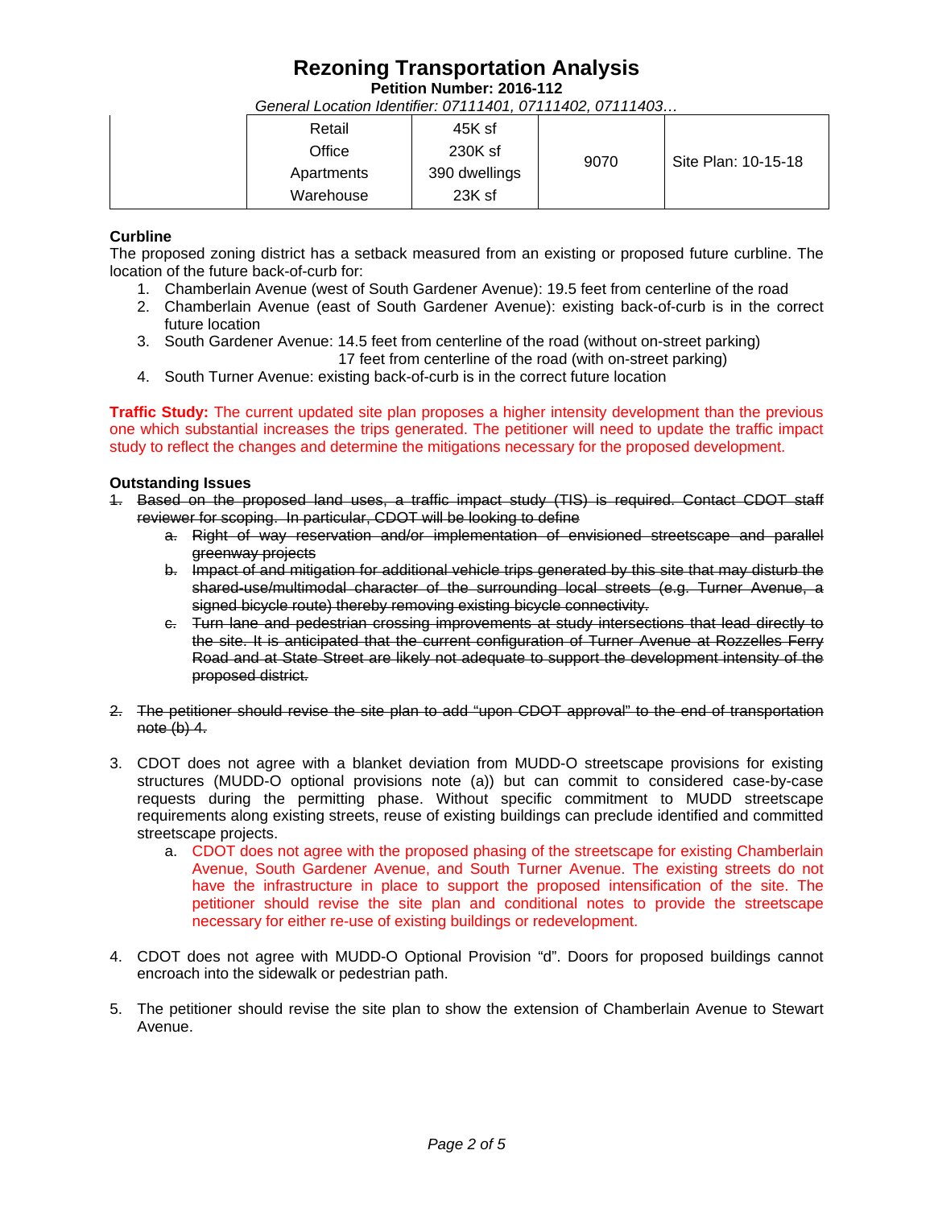# Rezoning Transportation Analysis

**Petition Number: 2016-112**

*General Location Identifier: 07111401, 07111402, 07111403…*

| | | | | |
|---|---|---|---|---|
| | Retail<br>Office<br>Apartments<br>Warehouse | 45K sf<br>230K sf<br>390 dwellings<br>23K sf | 9070 | Site Plan: 10-15-18 |

**Curbline**

The proposed zoning district has a setback measured from an existing or proposed future curbline. The location of the future back-of-curb for:

1. Chamberlain Avenue (west of South Gardener Avenue): 19.5 feet from centerline of the road
2. Chamberlain Avenue (east of South Gardener Avenue): existing back-of-curb is in the correct future location
3. South Gardener Avenue: 14.5 feet from centerline of the road (without on-street parking)
   17 feet from centerline of the road (with on-street parking)
4. South Turner Avenue: existing back-of-curb is in the correct future location

**Traffic Study:** The current updated site plan proposes a higher intensity development than the previous one which substantial increases the trips generated. The petitioner will need to update the traffic impact study to reflect the changes and determine the mitigations necessary for the proposed development.

**Outstanding Issues**

1. ~~Based on the proposed land uses, a traffic impact study (TIS) is required. Contact CDOT staff reviewer for scoping. In particular, CDOT will be looking to define~~
   a. ~~Right of way reservation and/or implementation of envisioned streetscape and parallel greenway projects~~
   b. ~~Impact of and mitigation for additional vehicle trips generated by this site that may disturb the shared-use/multimodal character of the surrounding local streets (e.g. Turner Avenue, a signed bicycle route) thereby removing existing bicycle connectivity.~~
   c. ~~Turn lane and pedestrian crossing improvements at study intersections that lead directly to the site. It is anticipated that the current configuration of Turner Avenue at Rozzelles Ferry Road and at State Street are likely not adequate to support the development intensity of the proposed district.~~

2. ~~The petitioner should revise the site plan to add "upon CDOT approval" to the end of transportation note (b) 4.~~

3. CDOT does not agree with a blanket deviation from MUDD-O streetscape provisions for existing structures (MUDD-O optional provisions note (a)) but can commit to considered case-by-case requests during the permitting phase. Without specific commitment to MUDD streetscape requirements along existing streets, reuse of existing buildings can preclude identified and committed streetscape projects.
   a. CDOT does not agree with the proposed phasing of the streetscape for existing Chamberlain Avenue, South Gardener Avenue, and South Turner Avenue. The existing streets do not have the infrastructure in place to support the proposed intensification of the site. The petitioner should revise the site plan and conditional notes to provide the streetscape necessary for either re-use of existing buildings or redevelopment.

4. CDOT does not agree with MUDD-O Optional Provision "d". Doors for proposed buildings cannot encroach into the sidewalk or pedestrian path.

5. The petitioner should revise the site plan to show the extension of Chamberlain Avenue to Stewart Avenue.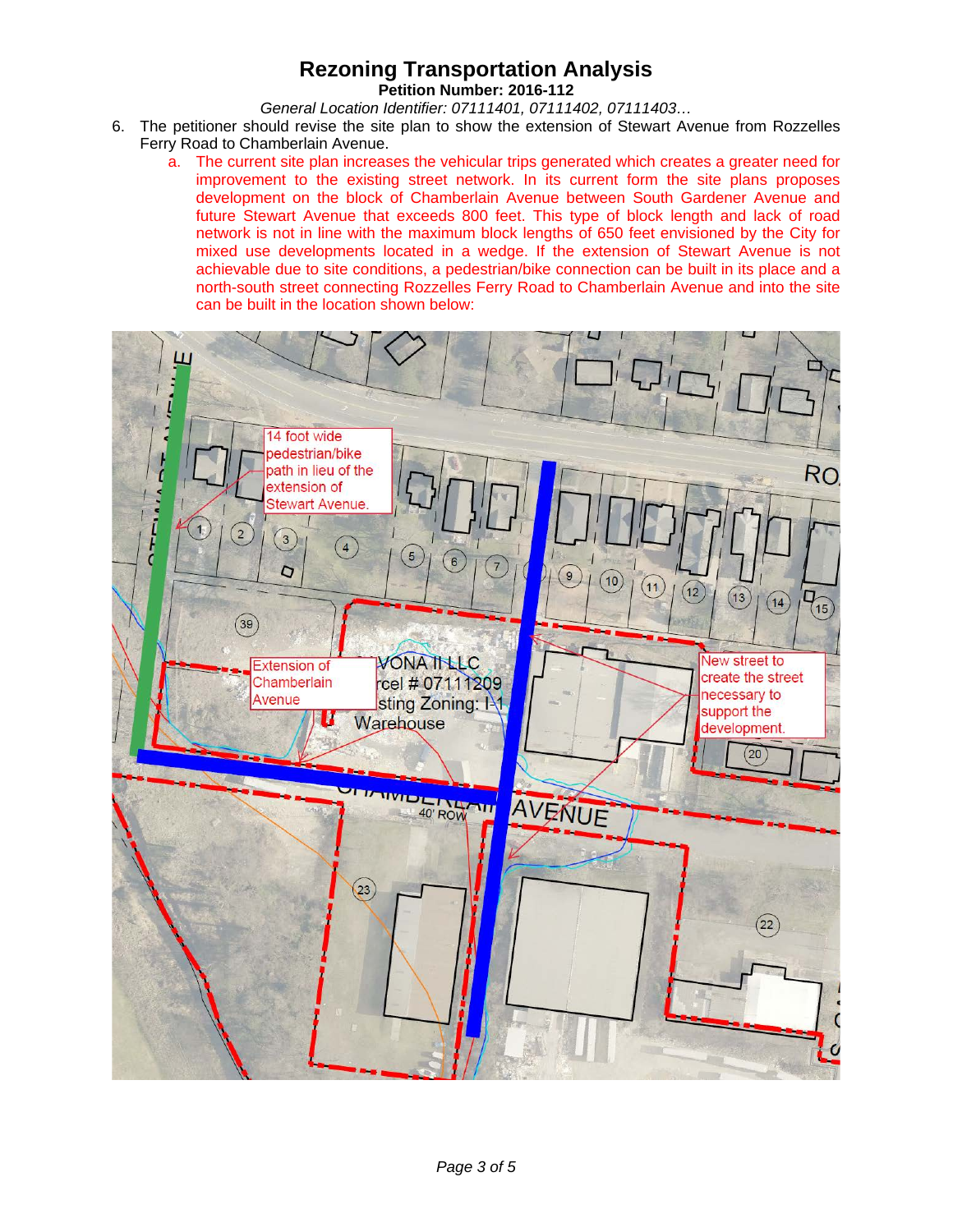6. The petitioner should revise the site plan to show the extension of Stewart Avenue from Rozzelles Ferry Road to Chamberlain Avenue.
    a. The current site plan increases the vehicular trips generated which creates a greater need for improvement to the existing street network. In its current form the site plans proposes development on the block of Chamberlain Avenue between South Gardener Avenue and future Stewart Avenue that exceeds 800 feet. This type of block length and lack of road network is not in line with the maximum block lengths of 650 feet envisioned by the City for mixed use developments located in a wedge. If the extension of Stewart Avenue is not achievable due to site conditions, a pedestrian/bike connection can be built in its place and a north-south street connecting Rozzelles Ferry Road to Chamberlain Avenue and into the site can be built in the location shown below: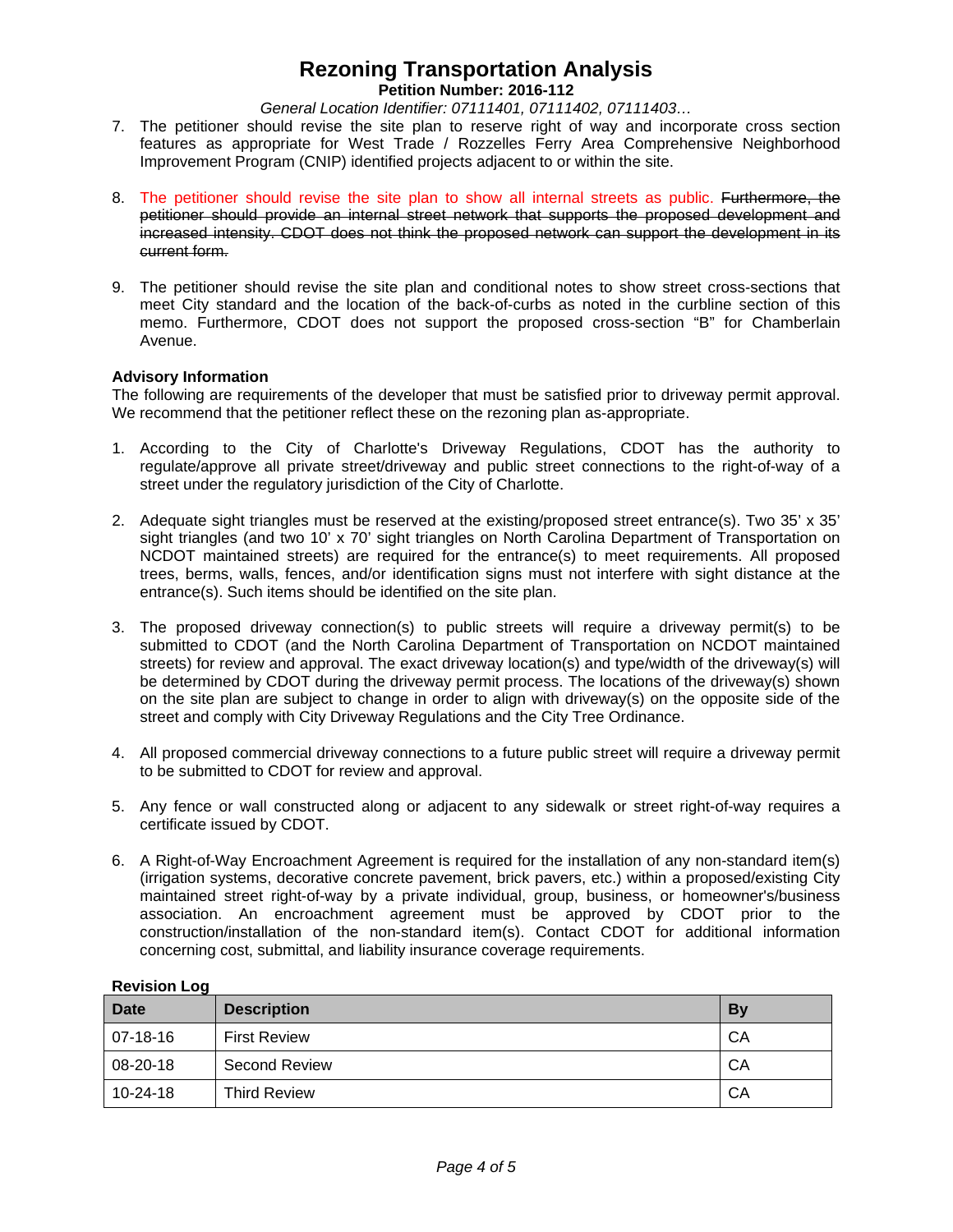7. The petitioner should revise the site plan to reserve right of way and incorporate cross section features as appropriate for West Trade / Rozzelles Ferry Area Comprehensive Neighborhood Improvement Program (CNIP) identified projects adjacent to or within the site.

8. The petitioner should revise the site plan to show all internal streets as public. ~~Furthermore, the petitioner should provide an internal street network that supports the proposed development and increased intensity. CDOT does not think the proposed network can support the development in its current form.~~

9. The petitioner should revise the site plan and conditional notes to show street cross-sections that meet City standard and the location of the back-of-curbs as noted in the curbline section of this memo. Furthermore, CDOT does not support the proposed cross-section "B" for Chamberlain Avenue.

**Advisory Information**

The following are requirements of the developer that must be satisfied prior to driveway permit approval. We recommend that the petitioner reflect these on the rezoning plan as-appropriate.

1. According to the City of Charlotte's Driveway Regulations, CDOT has the authority to regulate/approve all private street/driveway and public street connections to the right-of-way of a street under the regulatory jurisdiction of the City of Charlotte.

2. Adequate sight triangles must be reserved at the existing/proposed street entrance(s). Two 35' x 35' sight triangles (and two 10' x 70' sight triangles on North Carolina Department of Transportation on NCDOT maintained streets) are required for the entrance(s) to meet requirements. All proposed trees, berms, walls, fences, and/or identification signs must not interfere with sight distance at the entrance(s). Such items should be identified on the site plan.

3. The proposed driveway connection(s) to public streets will require a driveway permit(s) to be submitted to CDOT (and the North Carolina Department of Transportation on NCDOT maintained streets) for review and approval. The exact driveway location(s) and type/width of the driveway(s) will be determined by CDOT during the driveway permit process. The locations of the driveway(s) shown on the site plan are subject to change in order to align with driveway(s) on the opposite side of the street and comply with City Driveway Regulations and the City Tree Ordinance.

4. All proposed commercial driveway connections to a future public street will require a driveway permit to be submitted to CDOT for review and approval.

5. Any fence or wall constructed along or adjacent to any sidewalk or street right-of-way requires a certificate issued by CDOT.

6. A Right-of-Way Encroachment Agreement is required for the installation of any non-standard item(s) (irrigation systems, decorative concrete pavement, brick pavers, etc.) within a proposed/existing City maintained street right-of-way by a private individual, group, business, or homeowner's/business association. An encroachment agreement must be approved by CDOT prior to the construction/installation of the non-standard item(s). Contact CDOT for additional information concerning cost, submittal, and liability insurance coverage requirements.

**Revision Log**

| Date | Description | By |
|---|---|---|
| 07-18-16 | First Review | CA |
| 08-20-18 | Second Review | CA |
| 10-24-18 | Third Review | CA |